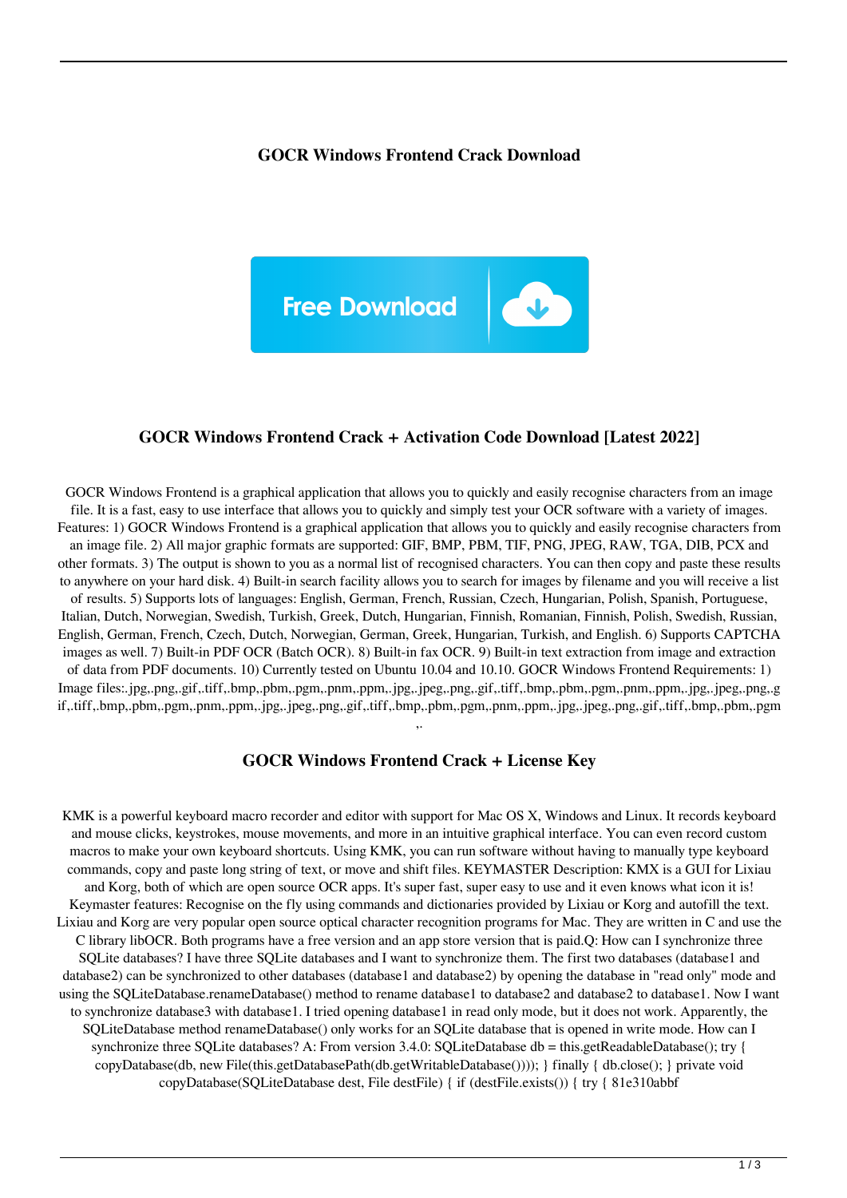# GOCR Windows Frontend Crack Download

Free Download

## GOCR Windows Frontend Crack + Activation Code Download [Latest 2022]

GOCR Windows Frontend is a graphical application that allows you to quickly and easily recognise characters from an image file. It is a fast, easy to use interface that allows you to quickly and simply test your OCR software with a variety of images. Features: 1) GOCR Windows Frontend is a graphical application that allows you to quickly and easily recognise characters from an image file. 2) All major graphic formats are supported: GIF, BMP, PBM, TIF, PNG, JPEG, RAW, TGA, DIB, PCX and other formats. 3) The output is shown to you as a normal list of recognised characters. You can then copy and paste these results to anywhere on your hard disk. 4) Built-in search facility allows you to search for images by filename and you will receive a list of results. 5) Supports lots of languages: English, German, French, Russian, Czech, Hungarian, Polish, Spanish, Portuguese, Italian, Dutch, Norwegian, Swedish, Turkish, Greek, Dutch, Hungarian, Finnish, Romanian, Finnish, Polish, Swedish, Russian, English, German, French, Czech, Dutch, Norwegian, German, Greek, Hungarian, Turkish, and English. 6) Supports CAPTCHA images as well. 7) Built-in PDF OCR (Batch OCR). 8) Built-in fax OCR. 9) Built-in text extraction from image and extraction of data from PDF documents. 10) Currently tested on Ubuntu 10.04 and 10.10. GOCR Windows Frontend Requirements: 1) Image files:.jpg,.png,.gif,.tiff,.bmp,.pbm,.pgm,.pnm,.ppm,.jpg,.jpeg,.png,.gif,.tiff,.bmp,.pbm,.pgm,.pnm,.ppm,.jpg,.jpeg,.png,.gif,.tiff,.bmp,.pbm,.pgm,.pnm,.ppm,.jpg,.jpeg,.png,.gif,.tiff,.bmp,.pbm,.pgm,.pnm,.ppm,.jpg,.jpeg,.png,.gif,.tiff,.bmp,.pbm,.pgm,.

## GOCR Windows Frontend Crack + License Key

KMK is a powerful keyboard macro recorder and editor with support for Mac OS X, Windows and Linux. It records keyboard and mouse clicks, keystrokes, mouse movements, and more in an intuitive graphical interface. You can even record custom macros to make your own keyboard shortcuts. Using KMK, you can run software without having to manually type keyboard commands, copy and paste long string of text, or move and shift files. KEYMASTER Description: KMX is a GUI for Lixiau and Korg, both of which are open source OCR apps. It's super fast, super easy to use and it even knows what icon it is! Keymaster features: Recognise on the fly using commands and dictionaries provided by Lixiau or Korg and autofill the text. Lixiau and Korg are very popular open source optical character recognition programs for Mac. They are written in C and use the C library libOCR. Both programs have a free version and an app store version that is paid.Q: How can I synchronize three SQLite databases? I have three SQLite databases and I want to synchronize them. The first two databases (database1 and database2) can be synchronized to other databases (database1 and database2) by opening the database in "read only" mode and using the SQLiteDatabase.renameDatabase() method to rename database1 to database2 and database2 to database1. Now I want to synchronize database3 with database1. I tried opening database1 in read only mode, but it does not work. Apparently, the SQLiteDatabase method renameDatabase() only works for an SQLite database that is opened in write mode. How can I synchronize three SQLite databases? A: From version 3.4.0: SQLiteDatabase db = this.getReadableDatabase(); try { copyDatabase(db, new File(this.getDatabasePath(db.getWritableDatabase()))); } finally { db.close(); } private void copyDatabase(SQLiteDatabase dest, File destFile) { if (destFile.exists()) { try { 81e310abbf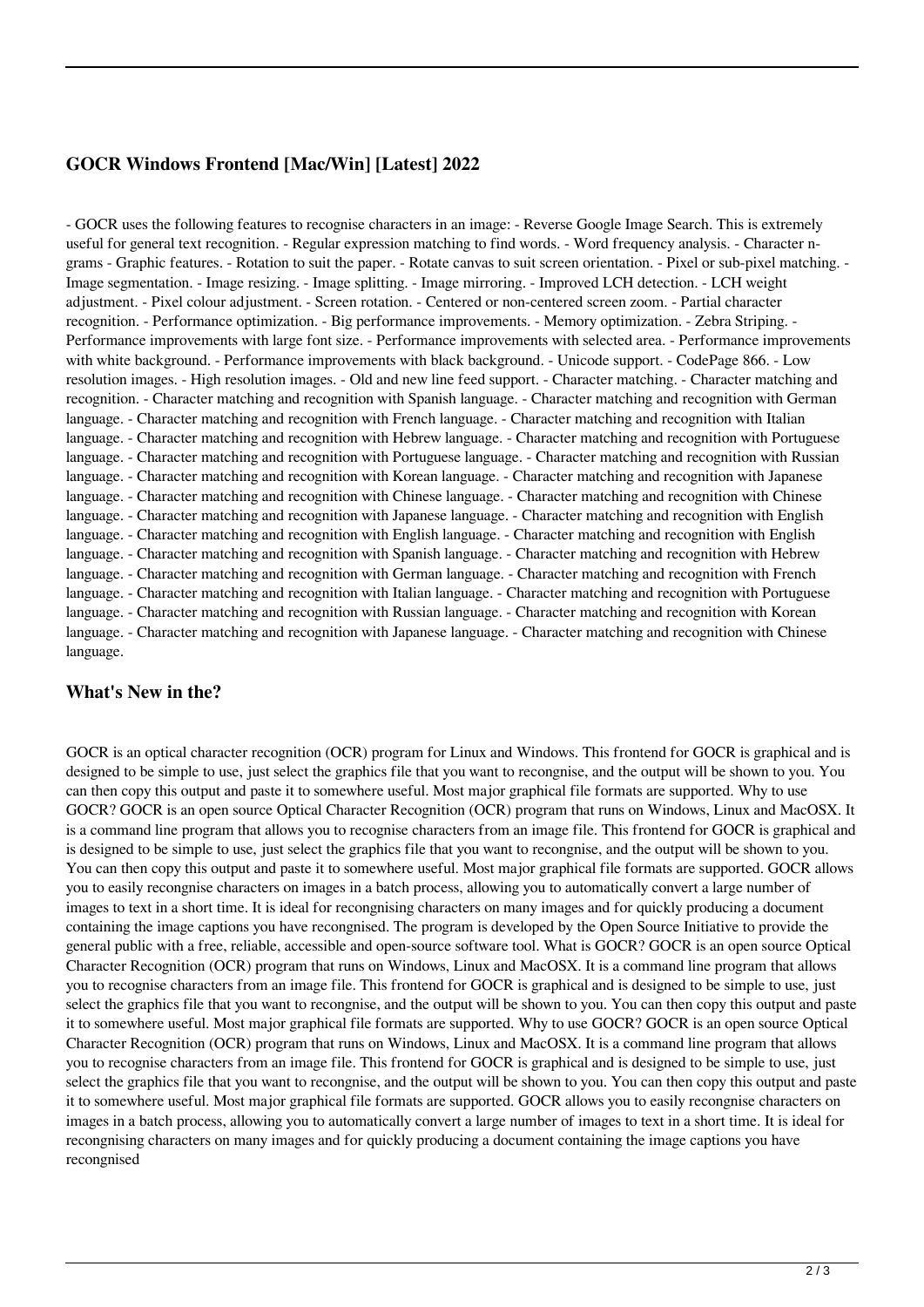## GOCR Windows Frontend [Mac/Win] [Latest] 2022

- GOCR uses the following features to recognise characters in an image: - Reverse Google Image Search. This is extremely useful for general text recognition. - Regular expression matching to find words. - Word frequency analysis. - Character n-grams - Graphic features. - Rotation to suit the paper. - Rotate canvas to suit screen orientation. - Pixel or sub-pixel matching. - Image segmentation. - Image resizing. - Image splitting. - Image mirroring. - Improved LCH detection. - LCH weight adjustment. - Pixel colour adjustment. - Screen rotation. - Centered or non-centered screen zoom. - Partial character recognition. - Performance optimization. - Big performance improvements. - Memory optimization. - Zebra Striping. - Performance improvements with large font size. - Performance improvements with selected area. - Performance improvements with white background. - Performance improvements with black background. - Unicode support. - CodePage 866. - Low resolution images. - High resolution images. - Old and new line feed support. - Character matching. - Character matching and recognition. - Character matching and recognition with Spanish language. - Character matching and recognition with German language. - Character matching and recognition with French language. - Character matching and recognition with Italian language. - Character matching and recognition with Hebrew language. - Character matching and recognition with Portuguese language. - Character matching and recognition with Portuguese language. - Character matching and recognition with Russian language. - Character matching and recognition with Korean language. - Character matching and recognition with Japanese language. - Character matching and recognition with Chinese language. - Character matching and recognition with Chinese language. - Character matching and recognition with Japanese language. - Character matching and recognition with English language. - Character matching and recognition with English language. - Character matching and recognition with English language. - Character matching and recognition with Spanish language. - Character matching and recognition with Hebrew language. - Character matching and recognition with German language. - Character matching and recognition with French language. - Character matching and recognition with Italian language. - Character matching and recognition with Portuguese language. - Character matching and recognition with Russian language. - Character matching and recognition with Korean language. - Character matching and recognition with Japanese language. - Character matching and recognition with Chinese language.

## What's New in the?

GOCR is an optical character recognition (OCR) program for Linux and Windows. This frontend for GOCR is graphical and is designed to be simple to use, just select the graphics file that you want to recongnise, and the output will be shown to you. You can then copy this output and paste it to somewhere useful. Most major graphical file formats are supported. Why to use GOCR? GOCR is an open source Optical Character Recognition (OCR) program that runs on Windows, Linux and MacOSX. It is a command line program that allows you to recognise characters from an image file. This frontend for GOCR is graphical and is designed to be simple to use, just select the graphics file that you want to recongnise, and the output will be shown to you. You can then copy this output and paste it to somewhere useful. Most major graphical file formats are supported. GOCR allows you to easily recongnise characters on images in a batch process, allowing you to automatically convert a large number of images to text in a short time. It is ideal for recongnising characters on many images and for quickly producing a document containing the image captions you have recongnised. The program is developed by the Open Source Initiative to provide the general public with a free, reliable, accessible and open-source software tool. What is GOCR? GOCR is an open source Optical Character Recognition (OCR) program that runs on Windows, Linux and MacOSX. It is a command line program that allows you to recognise characters from an image file. This frontend for GOCR is graphical and is designed to be simple to use, just select the graphics file that you want to recongnise, and the output will be shown to you. You can then copy this output and paste it to somewhere useful. Most major graphical file formats are supported. Why to use GOCR? GOCR is an open source Optical Character Recognition (OCR) program that runs on Windows, Linux and MacOSX. It is a command line program that allows you to recognise characters from an image file. This frontend for GOCR is graphical and is designed to be simple to use, just select the graphics file that you want to recongnise, and the output will be shown to you. You can then copy this output and paste it to somewhere useful. Most major graphical file formats are supported. GOCR allows you to easily recongnise characters on images in a batch process, allowing you to automatically convert a large number of images to text in a short time. It is ideal for recongnising characters on many images and for quickly producing a document containing the image captions you have recongnised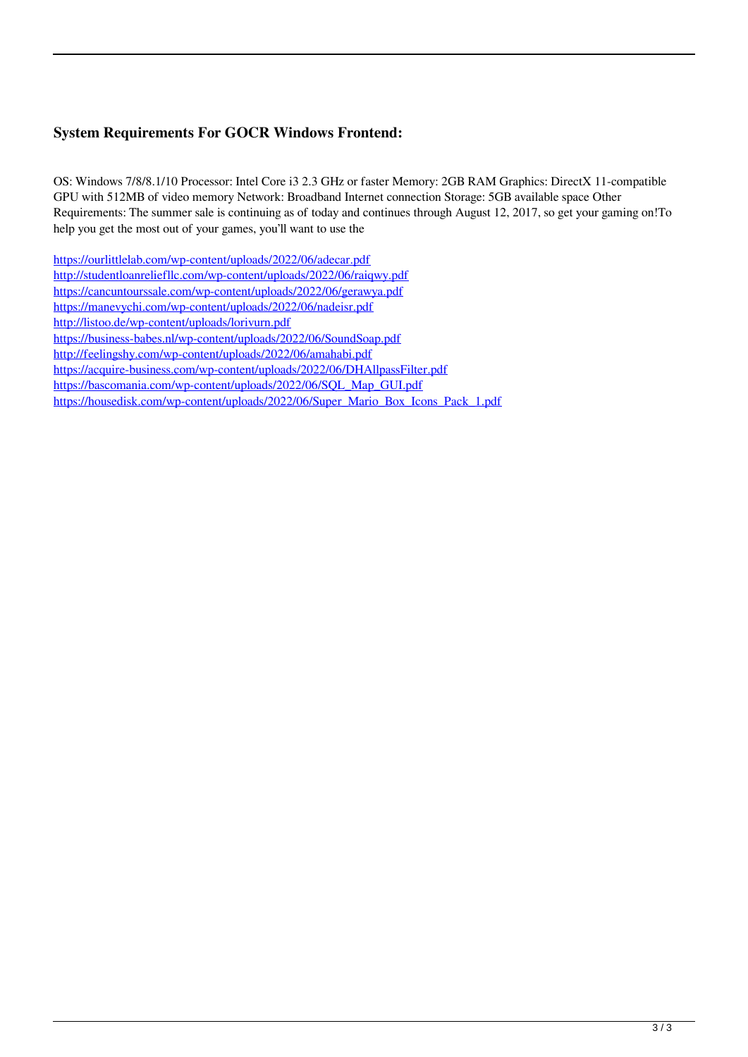### System Requirements For GOCR Windows Frontend:

OS: Windows 7/8/8.1/10 Processor: Intel Core i3 2.3 GHz or faster Memory: 2GB RAM Graphics: DirectX 11-compatible GPU with 512MB of video memory Network: Broadband Internet connection Storage: 5GB available space Other Requirements: The summer sale is continuing as of today and continues through August 12, 2017, so get your gaming on!To help you get the most out of your games, you'll want to use the

https://ourlittlelab.com/wp-content/uploads/2022/06/adecar.pdf
http://studentloanreliefllc.com/wp-content/uploads/2022/06/raiqwy.pdf
https://cancuntourssale.com/wp-content/uploads/2022/06/gerawya.pdf
https://manevychi.com/wp-content/uploads/2022/06/nadeisr.pdf
http://listoo.de/wp-content/uploads/lorivurn.pdf
https://business-babes.nl/wp-content/uploads/2022/06/SoundSoap.pdf
http://feelingshy.com/wp-content/uploads/2022/06/amahabi.pdf
https://acquire-business.com/wp-content/uploads/2022/06/DHAllpassFilter.pdf
https://bascomania.com/wp-content/uploads/2022/06/SQL_Map_GUI.pdf
https://housedisk.com/wp-content/uploads/2022/06/Super_Mario_Box_Icons_Pack_1.pdf